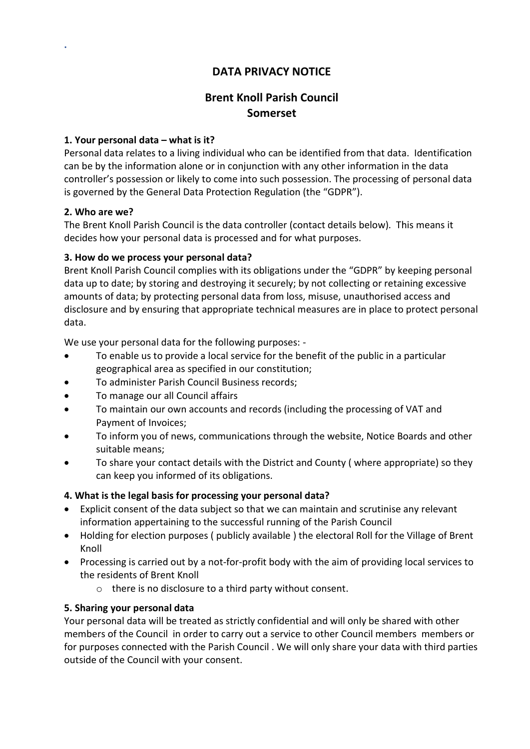# DATA PRIVACY NOTICE

## Brent Knoll Parish Council
## Somerset

**1. Your personal data – what is it?**

Personal data relates to a living individual who can be identified from that data. Identification can be by the information alone or in conjunction with any other information in the data controller's possession or likely to come into such possession. The processing of personal data is governed by the General Data Protection Regulation (the "GDPR").

**2. Who are we?**

The Brent Knoll Parish Council is the data controller (contact details below). This means it decides how your personal data is processed and for what purposes.

**3. How do we process your personal data?**

Brent Knoll Parish Council complies with its obligations under the "GDPR" by keeping personal data up to date; by storing and destroying it securely; by not collecting or retaining excessive amounts of data; by protecting personal data from loss, misuse, unauthorised access and disclosure and by ensuring that appropriate technical measures are in place to protect personal data.

We use your personal data for the following purposes: -

- To enable us to provide a local service for the benefit of the public in a particular geographical area as specified in our constitution;
- To administer Parish Council Business records;
- To manage our all Council affairs
- To maintain our own accounts and records (including the processing of VAT and Payment of Invoices;
- To inform you of news, communications through the website, Notice Boards and other suitable means;
- To share your contact details with the District and County ( where appropriate) so they can keep you informed of its obligations.

**4. What is the legal basis for processing your personal data?**

- Explicit consent of the data subject so that we can maintain and scrutinise any relevant information appertaining to the successful running of the Parish Council
- Holding for election purposes ( publicly available ) the electoral Roll for the Village of Brent Knoll
- Processing is carried out by a not-for-profit body with the aim of providing local services to the residents of Brent Knoll
  - there is no disclosure to a third party without consent.

**5. Sharing your personal data**

Your personal data will be treated as strictly confidential and will only be shared with other members of the Council in order to carry out a service to other Council members members or for purposes connected with the Parish Council . We will only share your data with third parties outside of the Council with your consent.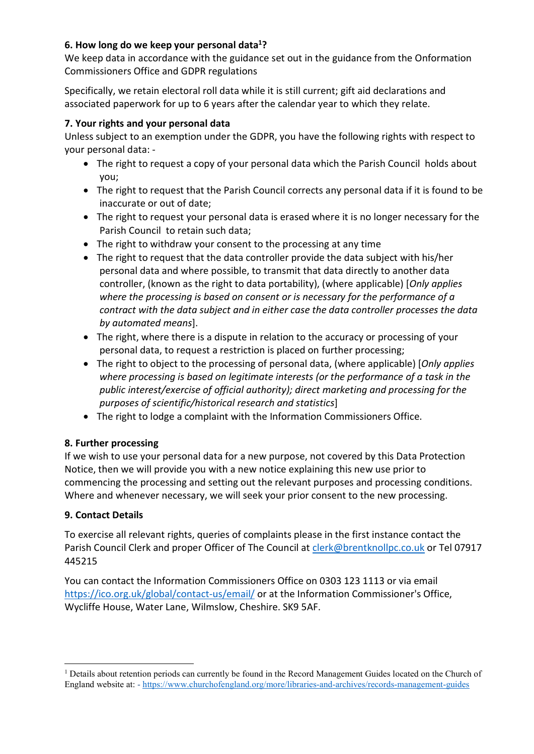### 6. How long do we keep your personal data[1]?

We keep data in accordance with the guidance set out in the guidance from the Onformation Commissioners Office and GDPR regulations

Specifically, we retain electoral roll data while it is still current; gift aid declarations and associated paperwork for up to 6 years after the calendar year to which they relate.

### 7. Your rights and your personal data

Unless subject to an exemption under the GDPR, you have the following rights with respect to your personal data: -

- The right to request a copy of your personal data which the Parish Council holds about you;
- The right to request that the Parish Council corrects any personal data if it is found to be inaccurate or out of date;
- The right to request your personal data is erased where it is no longer necessary for the Parish Council to retain such data;
- The right to withdraw your consent to the processing at any time
- The right to request that the data controller provide the data subject with his/her personal data and where possible, to transmit that data directly to another data controller, (known as the right to data portability), (where applicable) [*Only applies where the processing is based on consent or is necessary for the performance of a contract with the data subject and in either case the data controller processes the data by automated means*].
- The right, where there is a dispute in relation to the accuracy or processing of your personal data, to request a restriction is placed on further processing;
- The right to object to the processing of personal data, (where applicable) [*Only applies where processing is based on legitimate interests (or the performance of a task in the public interest/exercise of official authority); direct marketing and processing for the purposes of scientific/historical research and statistics*]
- The right to lodge a complaint with the Information Commissioners Office.

### 8. Further processing

If we wish to use your personal data for a new purpose, not covered by this Data Protection Notice, then we will provide you with a new notice explaining this new use prior to commencing the processing and setting out the relevant purposes and processing conditions. Where and whenever necessary, we will seek your prior consent to the new processing.

### 9. Contact Details

To exercise all relevant rights, queries of complaints please in the first instance contact the Parish Council Clerk and proper Officer of The Council at clerk@brentknollpc.co.uk or Tel 07917 445215

You can contact the Information Commissioners Office on 0303 123 1113 or via email https://ico.org.uk/global/contact-us/email/ or at the Information Commissioner's Office, Wycliffe House, Water Lane, Wilmslow, Cheshire. SK9 5AF.

---

[1] Details about retention periods can currently be found in the Record Management Guides located on the Church of England website at: - https://www.churchofengland.org/more/libraries-and-archives/records-management-guides